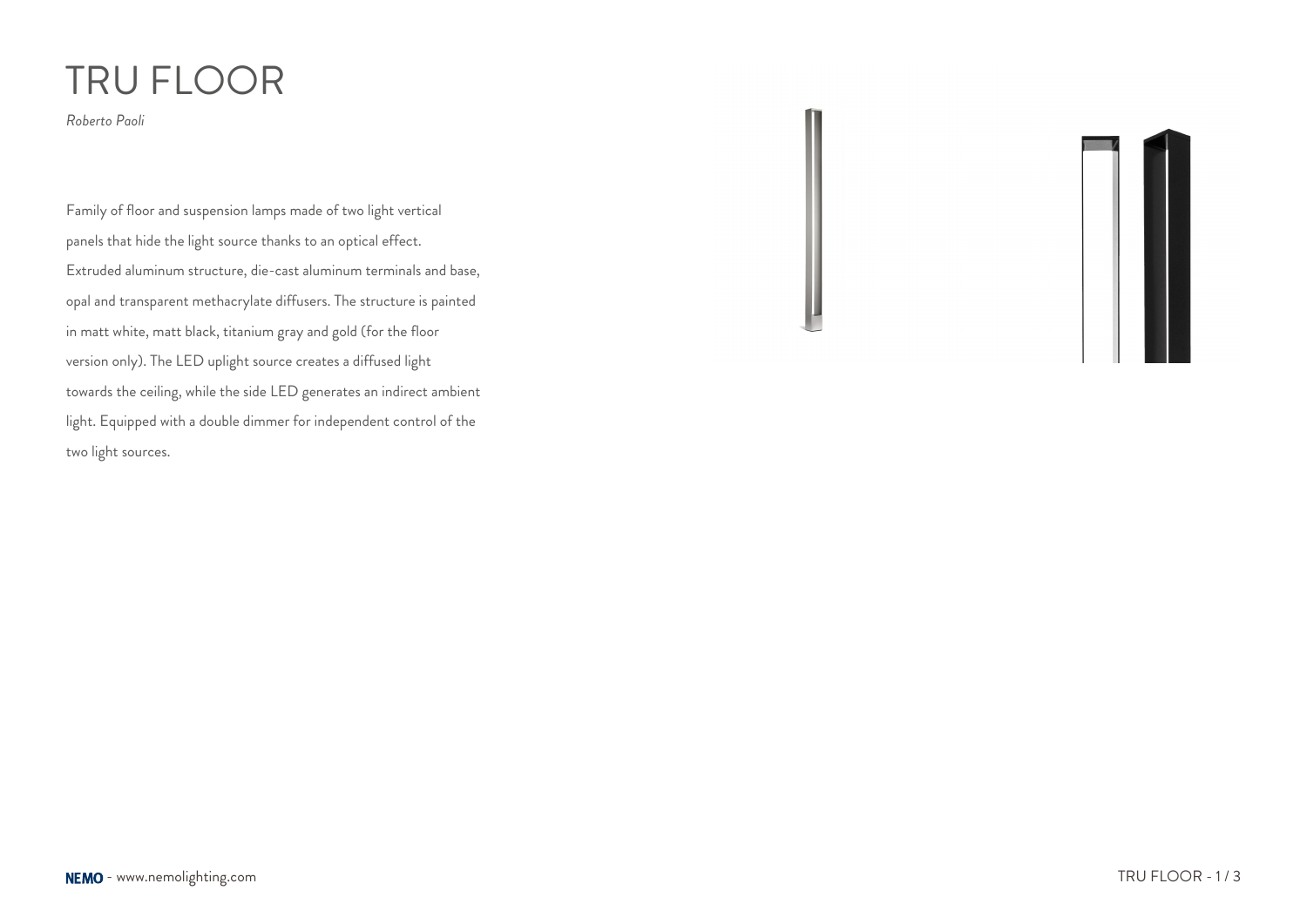# TRU FLOOR

*Roberto Paoli*

Family of floor and suspension lamps made of two light vertical panels that hide the light source thanks to an optical effect. Extruded aluminum structure, die-cast aluminum terminals and base, opal and transparent methacrylate diffusers. The structure is painted in matt white, matt black, titanium gray and gold (for the floor version only). The LED uplight source creates a diffused light towards the ceiling, while the side LED generates an indirect ambient light. Equipped with a double dimmer for independent control of the two light sources.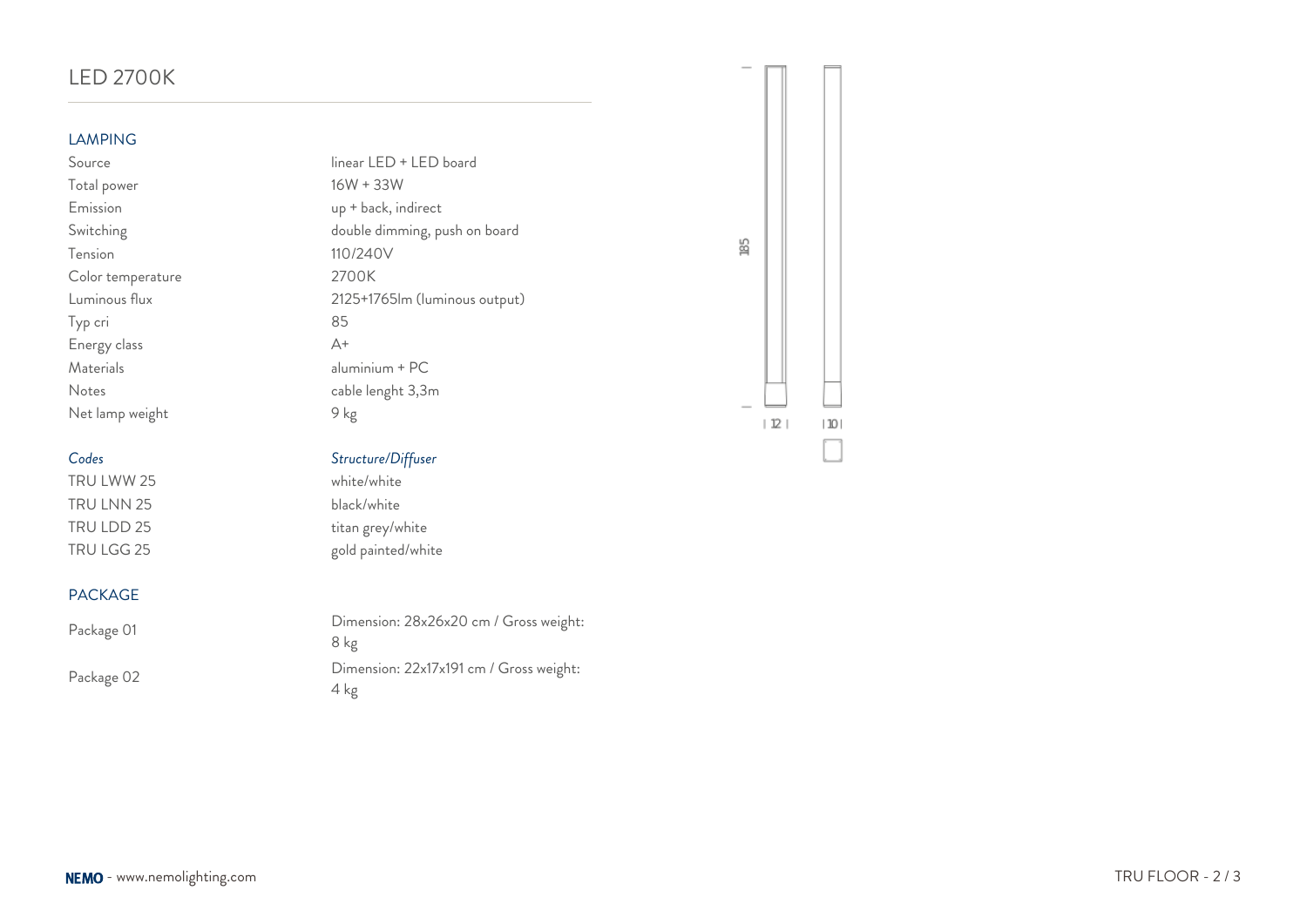## LED 2700K

### LAMPING

| | |
|---|---|
| Source | linear LED + LED board |
| Total power | 16W + 33W |
| Emission | up + back, indirect |
| Switching | double dimming, push on board |
| Tension | 110/240V |
| Color temperature | 2700K |
| Luminous flux | 2125+1765lm (luminous output) |
| Typ cri | 85 |
| Energy class | A+ |
| Materials | aluminium + PC |
| Notes | cable lenght 3,3m |
| Net lamp weight | 9 kg |

| *Codes* | *Structure/Diffuser* |
|---|---|
| TRU LWW 25 | white/white |
| TRU LNN 25 | black/white |
| TRU LDD 25 | titan grey/white |
| TRU LGG 25 | gold painted/white |

### PACKAGE

| | |
|---|---|
| Package 01 | Dimension: 28x26x20 cm / Gross weight: 8 kg |
| Package 02 | Dimension: 22x17x191 cm / Gross weight: 4 kg |

185

12

10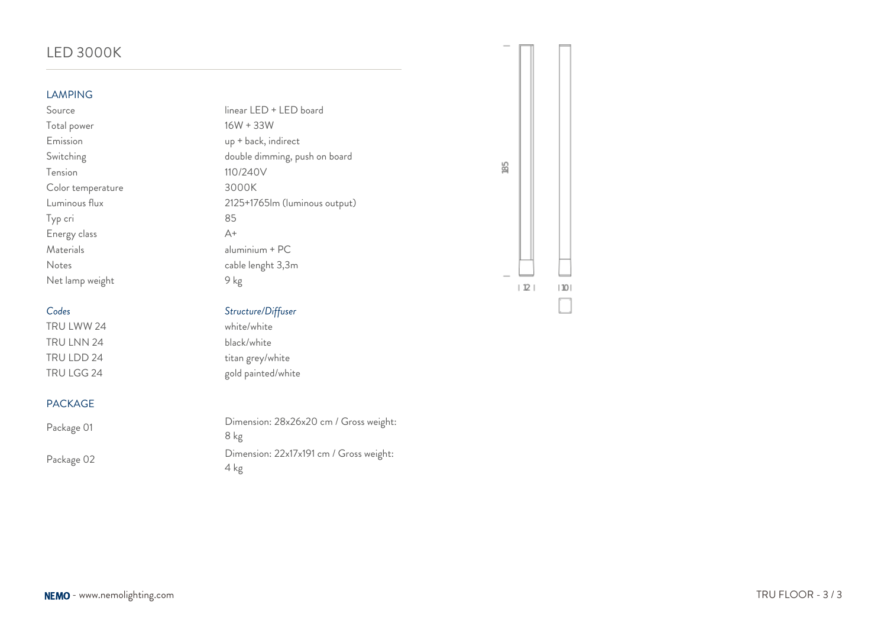# LED 3000K

## LAMPING

| | |
|---|---|
| Source | linear LED + LED board |
| Total power | 16W + 33W |
| Emission | up + back, indirect |
| Switching | double dimming, push on board |
| Tension | 110/240V |
| Color temperature | 3000K |
| Luminous flux | 2125+1765lm (luminous output) |
| Typ cri | 85 |
| Energy class | A+ |
| Materials | aluminium + PC |
| Notes | cable lenght 3,3m |
| Net lamp weight | 9 kg |

| *Codes* | *Structure/Diffuser* |
|---|---|
| TRU LWW 24 | white/white |
| TRU LNN 24 | black/white |
| TRU LDD 24 | titan grey/white |
| TRU LGG 24 | gold painted/white |

## PACKAGE

| | |
|---|---|
| Package 01 | Dimension: 28x26x20 cm / Gross weight: 8 kg |
| Package 02 | Dimension: 22x17x191 cm / Gross weight: 4 kg |

185

12

10

**NEMO** - www.nemolighting.com